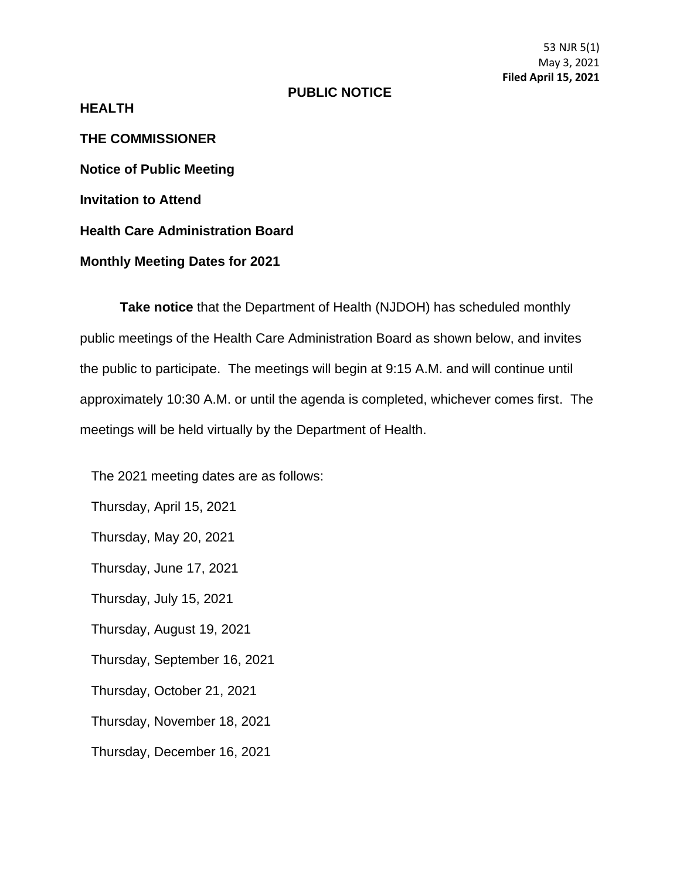53 NJR 5(1)
May 3, 2021
**Filed April 15, 2021**

**PUBLIC NOTICE**

**HEALTH**

**THE COMMISSIONER**

**Notice of Public Meeting**

**Invitation to Attend**

**Health Care Administration Board**

**Monthly Meeting Dates for 2021**

**Take notice** that the Department of Health (NJDOH) has scheduled monthly public meetings of the Health Care Administration Board as shown below, and invites the public to participate. The meetings will begin at 9:15 A.M. and will continue until approximately 10:30 A.M. or until the agenda is completed, whichever comes first. The meetings will be held virtually by the Department of Health.

The 2021 meeting dates are as follows:

Thursday, April 15, 2021

Thursday, May 20, 2021

Thursday, June 17, 2021

Thursday, July 15, 2021

Thursday, August 19, 2021

Thursday, September 16, 2021

Thursday, October 21, 2021

Thursday, November 18, 2021

Thursday, December 16, 2021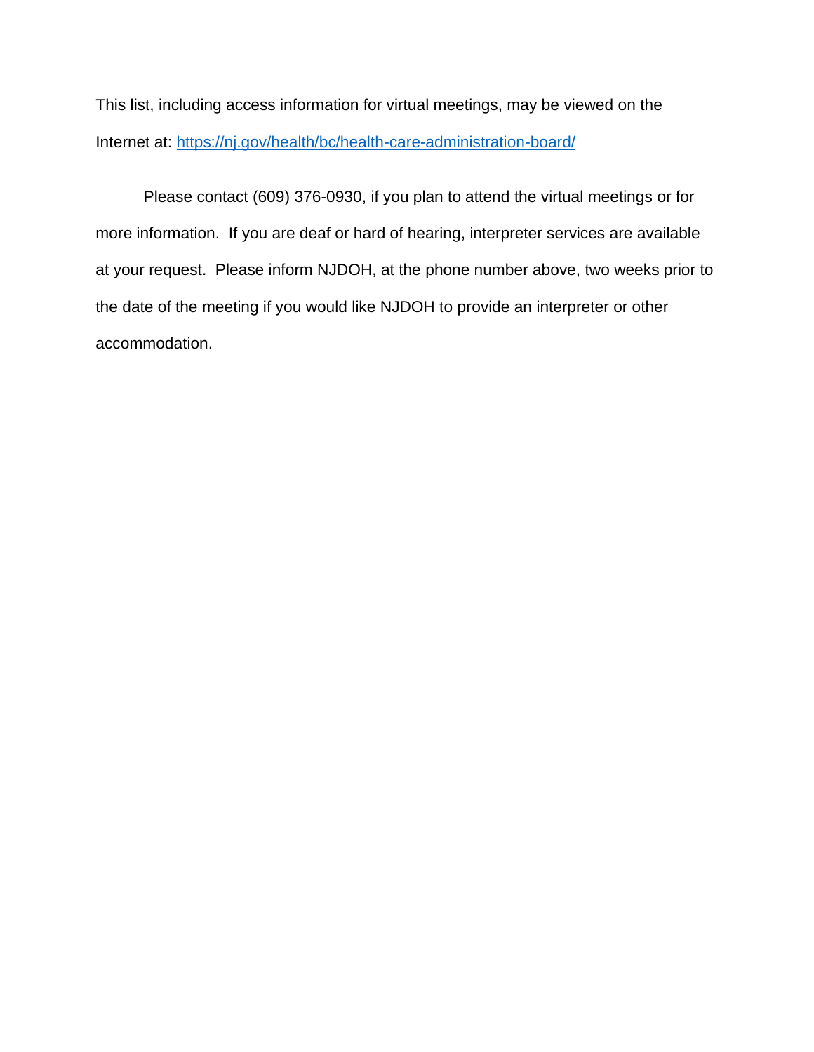This list, including access information for virtual meetings, may be viewed on the Internet at: [https://nj.gov/health/bc/health-care-administration-board/](https://nj.gov/health/bc/health-care-administration-board/)

Please contact (609) 376-0930, if you plan to attend the virtual meetings or for more information. If you are deaf or hard of hearing, interpreter services are available at your request. Please inform NJDOH, at the phone number above, two weeks prior to the date of the meeting if you would like NJDOH to provide an interpreter or other accommodation.